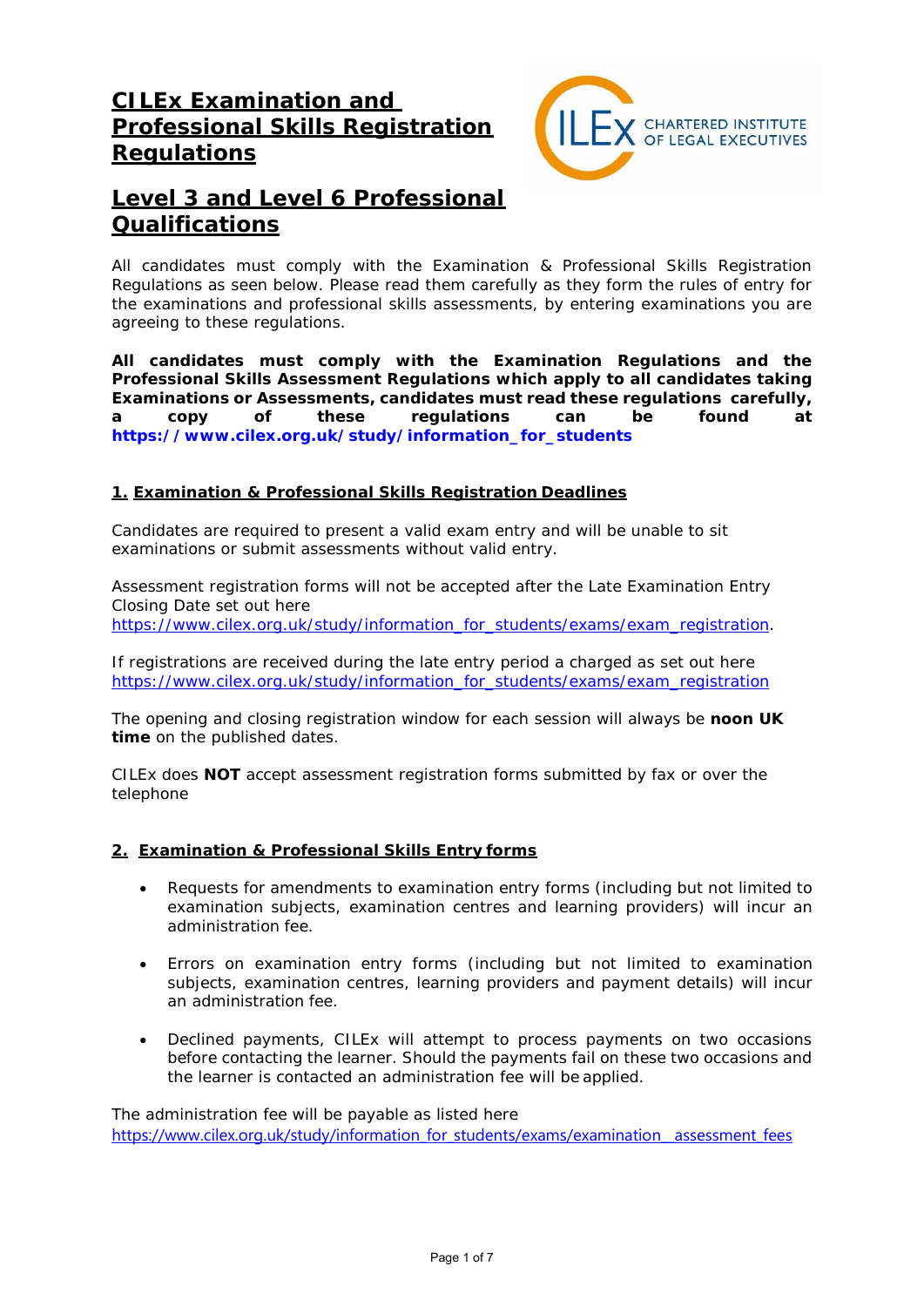# CILEx Examination and Professional Skills Registration Regulations

## Level 3 and Level 6 Professional Qualifications

All candidates must comply with the Examination & Professional Skills Registration Regulations as seen below. Please read them carefully as they form the rules of entry for the examinations and professional skills assessments, by entering examinations you are agreeing to these regulations.

**All candidates must comply with the Examination Regulations and the Professional Skills Assessment Regulations which apply to all candidates taking Examinations or Assessments, candidates must read these regulations carefully, a copy of these regulations can be found at https://www.cilex.org.uk/study/information_for_students**

### 1. Examination & Professional Skills Registration Deadlines

Candidates are required to present a valid exam entry and will be unable to sit examinations or submit assessments without valid entry.

Assessment registration forms will not be accepted after the Late Examination Entry Closing Date set out here https://www.cilex.org.uk/study/information_for_students/exams/exam_registration.

If registrations are received during the late entry period a charged as set out here https://www.cilex.org.uk/study/information_for_students/exams/exam_registration

The opening and closing registration window for each session will always be **noon UK time** on the published dates.

CILEx does **NOT** accept assessment registration forms submitted by fax or over the telephone

### 2. Examination & Professional Skills Entry forms

- Requests for amendments to examination entry forms (including but not limited to examination subjects, examination centres and learning providers) will incur an administration fee.
- Errors on examination entry forms (including but not limited to examination subjects, examination centres, learning providers and payment details) will incur an administration fee.
- Declined payments, CILEx will attempt to process payments on two occasions before contacting the learner. Should the payments fail on these two occasions and the learner is contacted an administration fee will be applied.

The administration fee will be payable as listed here https://www.cilex.org.uk/study/information_for_students/exams/examination__assessment_fees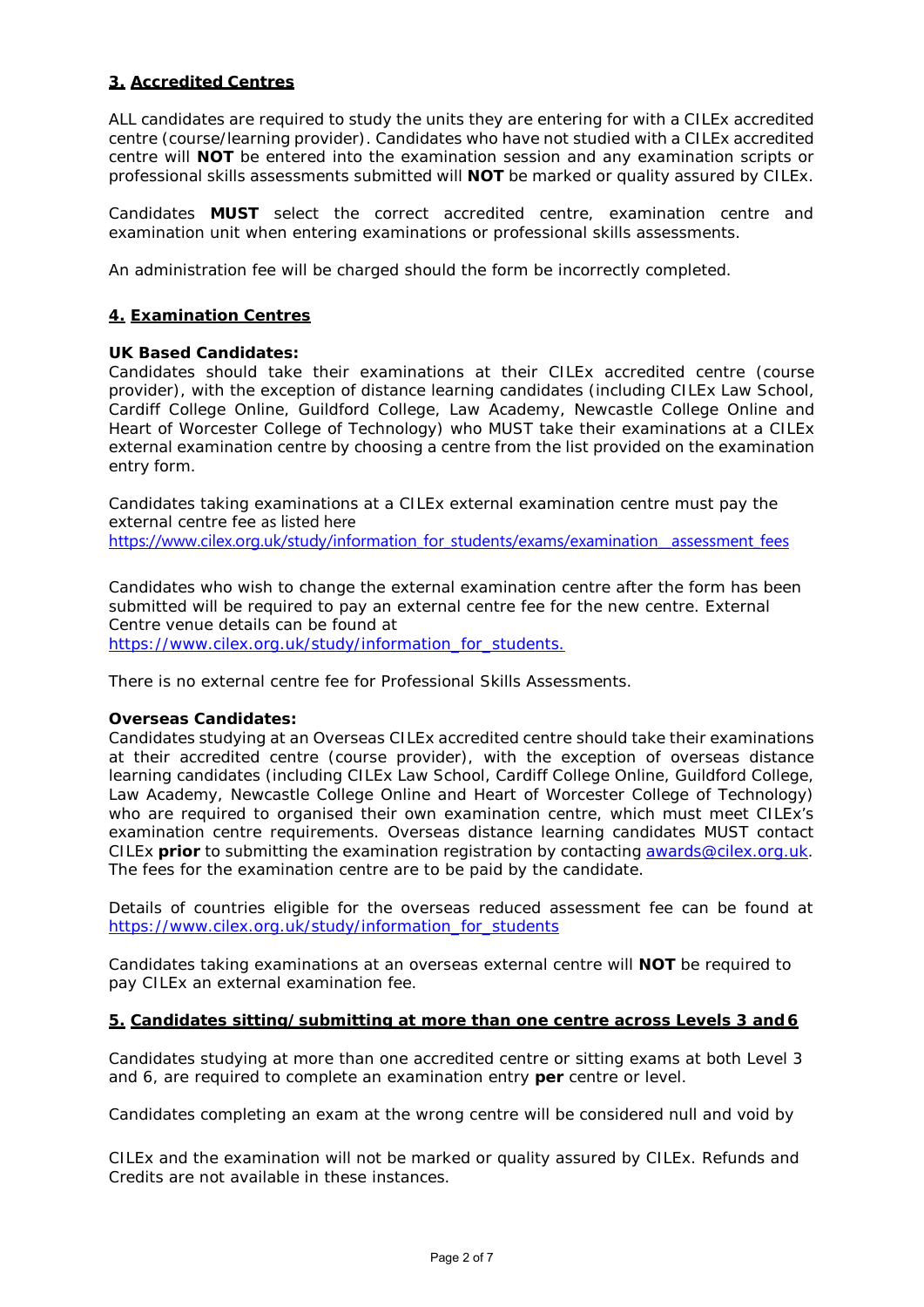## 3. Accredited Centres

ALL candidates are required to study the units they are entering for with a CILEx accredited centre (course/learning provider). Candidates who have not studied with a CILEx accredited centre will **NOT** be entered into the examination session and any examination scripts or professional skills assessments submitted will **NOT** be marked or quality assured by CILEx.

Candidates **MUST** select the correct accredited centre, examination centre and examination unit when entering examinations or professional skills assessments.

An administration fee will be charged should the form be incorrectly completed.

## 4. Examination Centres

**UK Based Candidates:**
Candidates should take their examinations at their CILEx accredited centre (course provider), with the exception of distance learning candidates (including CILEx Law School, Cardiff College Online, Guildford College, Law Academy, Newcastle College Online and Heart of Worcester College of Technology) who MUST take their examinations at a CILEx external examination centre by choosing a centre from the list provided on the examination entry form.

Candidates taking examinations at a CILEx external examination centre must pay the external centre fee as listed here
https://www.cilex.org.uk/study/information_for_students/exams/examination__assessment_fees

Candidates who wish to change the external examination centre after the form has been submitted will be required to pay an external centre fee for the new centre. External Centre venue details can be found at
https://www.cilex.org.uk/study/information_for_students.

There is no external centre fee for Professional Skills Assessments.

**Overseas Candidates:**
Candidates studying at an Overseas CILEx accredited centre should take their examinations at their accredited centre (course provider), with the exception of overseas distance learning candidates (including CILEx Law School, Cardiff College Online, Guildford College, Law Academy, Newcastle College Online and Heart of Worcester College of Technology) who are required to organised their own examination centre, which must meet CILEx's examination centre requirements. Overseas distance learning candidates MUST contact CILEx **prior** to submitting the examination registration by contacting awards@cilex.org.uk. The fees for the examination centre are to be paid by the candidate.

Details of countries eligible for the overseas reduced assessment fee can be found at https://www.cilex.org.uk/study/information_for_students

Candidates taking examinations at an overseas external centre will **NOT** be required to pay CILEx an external examination fee.

## 5. Candidates sitting/submitting at more than one centre across Levels 3 and 6

Candidates studying at more than one accredited centre or sitting exams at both Level 3 and 6, are required to complete an examination entry **per** centre or level.

Candidates completing an exam at the wrong centre will be considered null and void by CILEx and the examination will not be marked or quality assured by CILEx. Refunds and Credits are not available in these instances.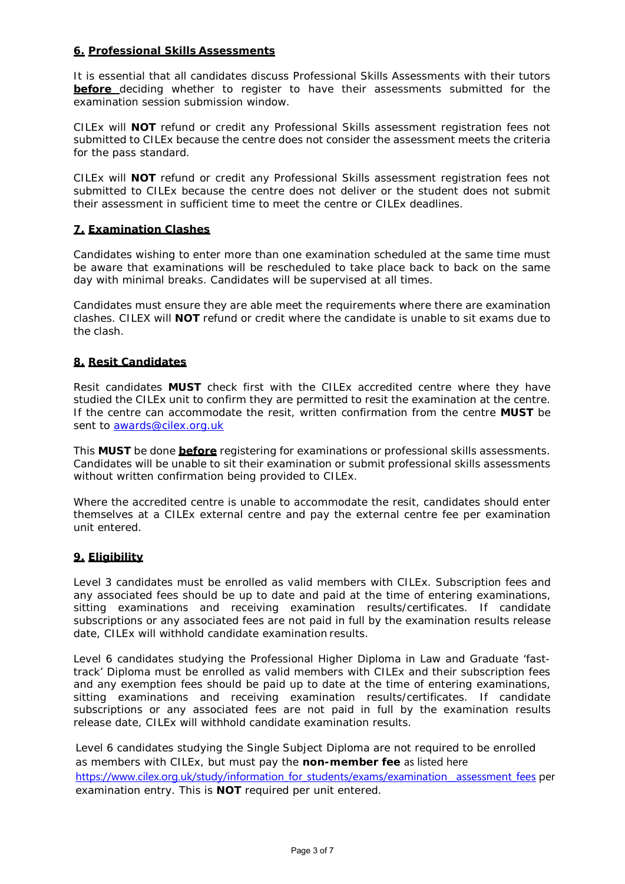## 6. Professional Skills Assessments

It is essential that all candidates discuss Professional Skills Assessments with their tutors **before** deciding whether to register to have their assessments submitted for the examination session submission window.

CILEx will **NOT** refund or credit any Professional Skills assessment registration fees not submitted to CILEx because the centre does not consider the assessment meets the criteria for the pass standard.

CILEx will **NOT** refund or credit any Professional Skills assessment registration fees not submitted to CILEx because the centre does not deliver or the student does not submit their assessment in sufficient time to meet the centre or CILEx deadlines.

## 7. Examination Clashes

Candidates wishing to enter more than one examination scheduled at the same time must be aware that examinations will be rescheduled to take place back to back on the same day with minimal breaks. Candidates will be supervised at all times.

Candidates must ensure they are able meet the requirements where there are examination clashes. CILEX will **NOT** refund or credit where the candidate is unable to sit exams due to the clash.

## 8. Resit Candidates

Resit candidates **MUST** check first with the CILEx accredited centre where they have studied the CILEx unit to confirm they are permitted to resit the examination at the centre. If the centre can accommodate the resit, written confirmation from the centre **MUST** be sent to awards@cilex.org.uk

This **MUST** be done **before** registering for examinations or professional skills assessments. Candidates will be unable to sit their examination or submit professional skills assessments without written confirmation being provided to CILEx.

Where the accredited centre is unable to accommodate the resit, candidates should enter themselves at a CILEx external centre and pay the external centre fee per examination unit entered.

## 9. Eligibility

Level 3 candidates must be enrolled as valid members with CILEx. Subscription fees and any associated fees should be up to date and paid at the time of entering examinations, sitting examinations and receiving examination results/certificates. If candidate subscriptions or any associated fees are not paid in full by the examination results release date, CILEx will withhold candidate examination results.

Level 6 candidates studying the Professional Higher Diploma in Law and Graduate 'fast-track' Diploma must be enrolled as valid members with CILEx and their subscription fees and any exemption fees should be paid up to date at the time of entering examinations, sitting examinations and receiving examination results/certificates. If candidate subscriptions or any associated fees are not paid in full by the examination results release date, CILEx will withhold candidate examination results.

Level 6 candidates studying the Single Subject Diploma are not required to be enrolled as members with CILEx, but must pay the **non-member fee** as listed here https://www.cilex.org.uk/study/information_for_students/exams/examination__assessment_fees per examination entry. This is **NOT** required per unit entered.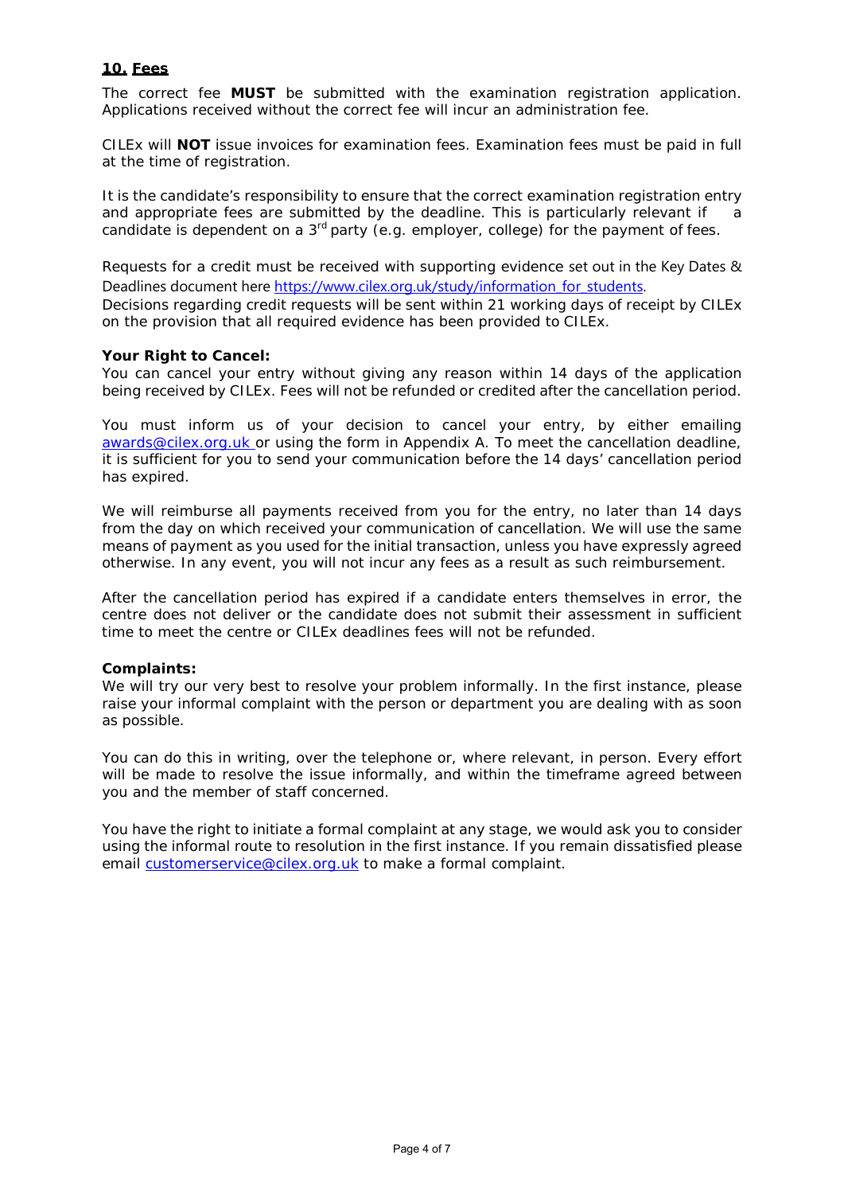## 10. Fees

The correct fee **MUST** be submitted with the examination registration application. Applications received without the correct fee will incur an administration fee.

CILEx will **NOT** issue invoices for examination fees. Examination fees must be paid in full at the time of registration.

It is the candidate's responsibility to ensure that the correct examination registration entry and appropriate fees are submitted by the deadline. This is particularly relevant if a candidate is dependent on a 3rd party (e.g. employer, college) for the payment of fees.

Requests for a credit must be received with supporting evidence set out in the Key Dates & Deadlines document here https://www.cilex.org.uk/study/information_for_students.
Decisions regarding credit requests will be sent within 21 working days of receipt by CILEx on the provision that all required evidence has been provided to CILEx.

**Your Right to Cancel:**
You can cancel your entry without giving any reason within 14 days of the application being received by CILEx. Fees will not be refunded or credited after the cancellation period.

You must inform us of your decision to cancel your entry, by either emailing awards@cilex.org.uk or using the form in Appendix A. To meet the cancellation deadline, it is sufficient for you to send your communication before the 14 days' cancellation period has expired.

We will reimburse all payments received from you for the entry, no later than 14 days from the day on which received your communication of cancellation. We will use the same means of payment as you used for the initial transaction, unless you have expressly agreed otherwise. In any event, you will not incur any fees as a result as such reimbursement.

After the cancellation period has expired if a candidate enters themselves in error, the centre does not deliver or the candidate does not submit their assessment in sufficient time to meet the centre or CILEx deadlines fees will not be refunded.

**Complaints:**
We will try our very best to resolve your problem informally. In the first instance, please raise your informal complaint with the person or department you are dealing with as soon as possible.

You can do this in writing, over the telephone or, where relevant, in person. Every effort will be made to resolve the issue informally, and within the timeframe agreed between you and the member of staff concerned.

You have the right to initiate a formal complaint at any stage, we would ask you to consider using the informal route to resolution in the first instance. If you remain dissatisfied please email customerservice@cilex.org.uk to make a formal complaint.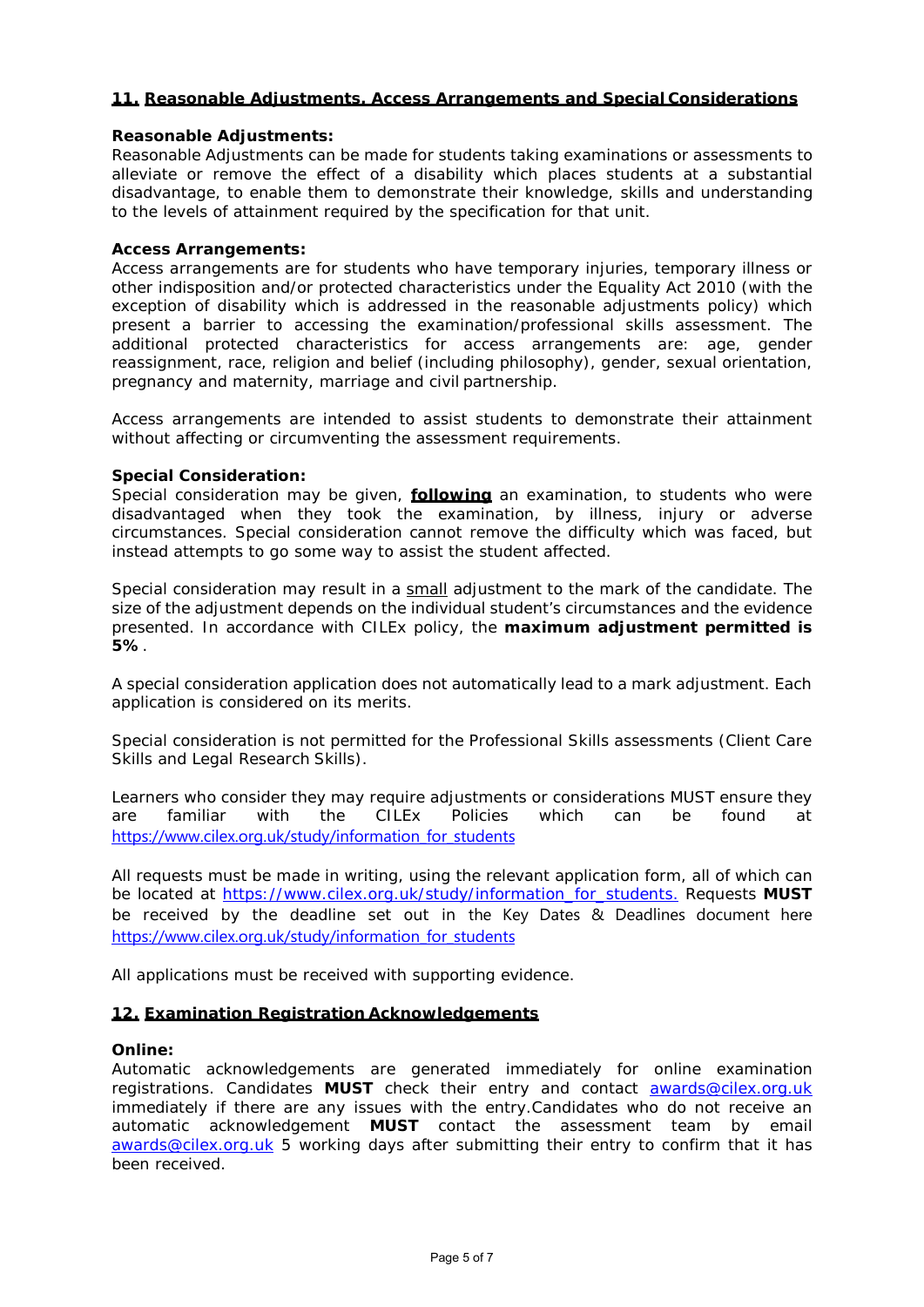## 11. Reasonable Adjustments, Access Arrangements and Special Considerations

**Reasonable Adjustments:**
Reasonable Adjustments can be made for students taking examinations or assessments to alleviate or remove the effect of a disability which places students at a substantial disadvantage, to enable them to demonstrate their knowledge, skills and understanding to the levels of attainment required by the specification for that unit.

**Access Arrangements:**
Access arrangements are for students who have temporary injuries, temporary illness or other indisposition and/or protected characteristics under the Equality Act 2010 (with the exception of disability which is addressed in the reasonable adjustments policy) which present a barrier to accessing the examination/professional skills assessment. The additional protected characteristics for access arrangements are: age, gender reassignment, race, religion and belief (including philosophy), gender, sexual orientation, pregnancy and maternity, marriage and civil partnership.

Access arrangements are intended to assist students to demonstrate their attainment without affecting or circumventing the assessment requirements.

**Special Consideration:**
Special consideration may be given, **following** an examination, to students who were disadvantaged when they took the examination, by illness, injury or adverse circumstances. Special consideration cannot remove the difficulty which was faced, but instead attempts to go some way to assist the student affected.

Special consideration may result in a small adjustment to the mark of the candidate. The size of the adjustment depends on the individual student's circumstances and the evidence presented. In accordance with CILEx policy, the **maximum adjustment permitted is 5%**.

A special consideration application does not automatically lead to a mark adjustment. Each application is considered on its merits.

Special consideration is not permitted for the Professional Skills assessments (Client Care Skills and Legal Research Skills).

Learners who consider they may require adjustments or considerations MUST ensure they are familiar with the CILEx Policies which can be found at https://www.cilex.org.uk/study/information_for_students

All requests must be made in writing, using the relevant application form, all of which can be located at https://www.cilex.org.uk/study/information_for_students. Requests **MUST** be received by the deadline set out in the Key Dates & Deadlines document here https://www.cilex.org.uk/study/information_for_students

All applications must be received with supporting evidence.

## 12. Examination Registration Acknowledgements

**Online:**
Automatic acknowledgements are generated immediately for online examination registrations. Candidates **MUST** check their entry and contact awards@cilex.org.uk immediately if there are any issues with the entry.Candidates who do not receive an automatic acknowledgement **MUST** contact the assessment team by email awards@cilex.org.uk 5 working days after submitting their entry to confirm that it has been received.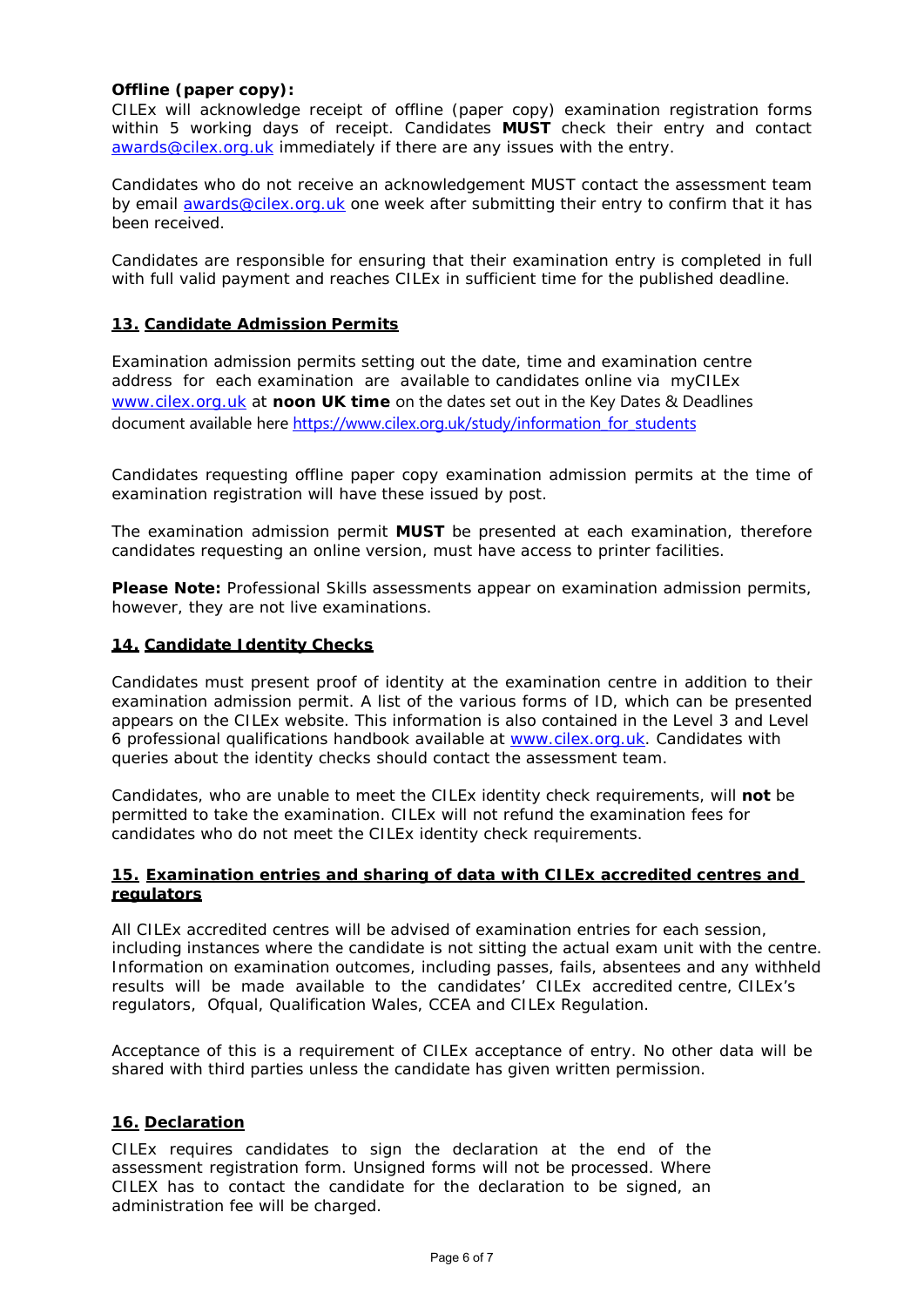**Offline (paper copy):**

CILEx will acknowledge receipt of offline (paper copy) examination registration forms within 5 working days of receipt. Candidates **MUST** check their entry and contact awards@cilex.org.uk immediately if there are any issues with the entry.

Candidates who do not receive an acknowledgement MUST contact the assessment team by email awards@cilex.org.uk one week after submitting their entry to confirm that it has been received.

Candidates are responsible for ensuring that their examination entry is completed in full with full valid payment and reaches CILEx in sufficient time for the published deadline.

## 13. Candidate Admission Permits

Examination admission permits setting out the date, time and examination centre address for each examination are available to candidates online via myCILEx www.cilex.org.uk at **noon UK time** on the dates set out in the Key Dates & Deadlines document available here https://www.cilex.org.uk/study/information_for_students

Candidates requesting offline paper copy examination admission permits at the time of examination registration will have these issued by post.

The examination admission permit **MUST** be presented at each examination, therefore candidates requesting an online version, must have access to printer facilities.

**Please Note:** Professional Skills assessments appear on examination admission permits, however, they are not live examinations.

## 14. Candidate Identity Checks

Candidates must present proof of identity at the examination centre in addition to their examination admission permit. A list of the various forms of ID, which can be presented appears on the CILEx website. This information is also contained in the Level 3 and Level 6 professional qualifications handbook available at www.cilex.org.uk. Candidates with queries about the identity checks should contact the assessment team.

Candidates, who are unable to meet the CILEx identity check requirements, will **not** be permitted to take the examination. CILEx will not refund the examination fees for candidates who do not meet the CILEx identity check requirements.

## 15. Examination entries and sharing of data with CILEx accredited centres and regulators

All CILEx accredited centres will be advised of examination entries for each session, including instances where the candidate is not sitting the actual exam unit with the centre. Information on examination outcomes, including passes, fails, absentees and any withheld results will be made available to the candidates' CILEx accredited centre, CILEx's regulators, Ofqual, Qualification Wales, CCEA and CILEx Regulation.

Acceptance of this is a requirement of CILEx acceptance of entry. No other data will be shared with third parties unless the candidate has given written permission.

## 16. Declaration

CILEx requires candidates to sign the declaration at the end of the assessment registration form. Unsigned forms will not be processed. Where CILEX has to contact the candidate for the declaration to be signed, an administration fee will be charged.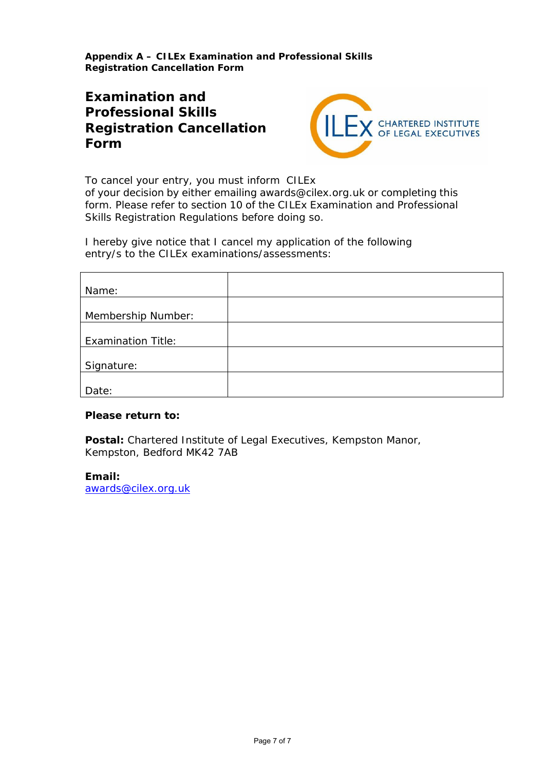**Appendix A – CILEx Examination and Professional Skills Registration Cancellation Form**

# Examination and Professional Skills Registration Cancellation Form

CILEx CHARTERED INSTITUTE OF LEGAL EXECUTIVES

To cancel your entry, you must inform CILEx of your decision by either emailing awards@cilex.org.uk or completing this form. Please refer to section 10 of the CILEx Examination and Professional Skills Registration Regulations before doing so.

I hereby give notice that I cancel my application of the following entry/s to the CILEx examinations/assessments:

| | |
|---|---|
| Name: | |
| Membership Number: | |
| Examination Title: | |
| Signature: | |
| Date: | |

**Please return to:**

**Postal:** Chartered Institute of Legal Executives, Kempston Manor, Kempston, Bedford MK42 7AB

**Email:**
awards@cilex.org.uk